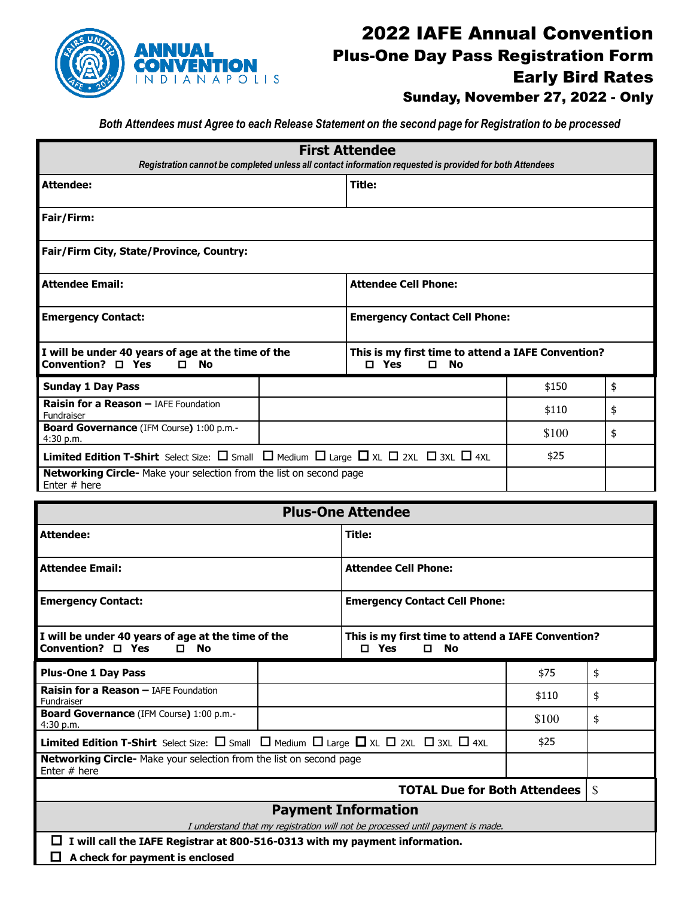# 2022 IAFE Annual Convention

## Plus-One Day Pass Registration Form

## Early Bird Rates

### Sunday, November 27, 2022 - Only

*Both Attendees must Agree to each Release Statement on the second page for Registration to be processed*

## First Attendee

*Registration cannot be completed unless all contact information requested is provided for both Attendees*

| | |
|---|---|
| **Attendee:** | **Title:** |
| **Fair/Firm:** | |
| **Fair/Firm City, State/Province, Country:** | |
| **Attendee Email:** | **Attendee Cell Phone:** |
| **Emergency Contact:** | **Emergency Contact Cell Phone:** |
| **I will be under 40 years of age at the time of the Convention?** ☐ **Yes** ☐ **No** | **This is my first time to attend a IAFE Convention?** ☐ **Yes** ☐ **No** |

| | | | |
|---|---|---|---|
| **Sunday 1 Day Pass** | | $150 | $ |
| **Raisin for a Reason –** IAFE Foundation Fundraiser | | $110 | $ |
| **Board Governance** (IFM Course) 1:00 p.m.-4:30 p.m. | | $100 | $ |
| **Limited Edition T-Shirt** Select Size: ☐ Small ☐ Medium ☐ Large ☐ XL ☐ 2XL ☐ 3XL ☐ 4XL | | $25 | |
| **Networking Circle-** Make your selection from the list on second page Enter # here | | | |

## Plus-One Attendee

| | |
|---|---|
| **Attendee:** | **Title:** |
| **Attendee Email:** | **Attendee Cell Phone:** |
| **Emergency Contact:** | **Emergency Contact Cell Phone:** |
| **I will be under 40 years of age at the time of the Convention?** ☐ **Yes** ☐ **No** | **This is my first time to attend a IAFE Convention?** ☐ **Yes** ☐ **No** |

| | | | |
|---|---|---|---|
| **Plus-One 1 Day Pass** | | $75 | $ |
| **Raisin for a Reason –** IAFE Foundation Fundraiser | | $110 | $ |
| **Board Governance** (IFM Course) 1:00 p.m.-4:30 p.m. | | $100 | $ |
| **Limited Edition T-Shirt** Select Size: ☐ Small ☐ Medium ☐ Large ☐ XL ☐ 2XL ☐ 3XL ☐ 4XL | | $25 | |
| **Networking Circle-** Make your selection from the list on second page Enter # here | | | |
| | | **TOTAL Due for Both Attendees** | $ |

## Payment Information

*I understand that my registration will not be processed until payment is made.*

- ☐ **I will call the IAFE Registrar at 800-516-0313 with my payment information.**
- ☐ **A check for payment is enclosed**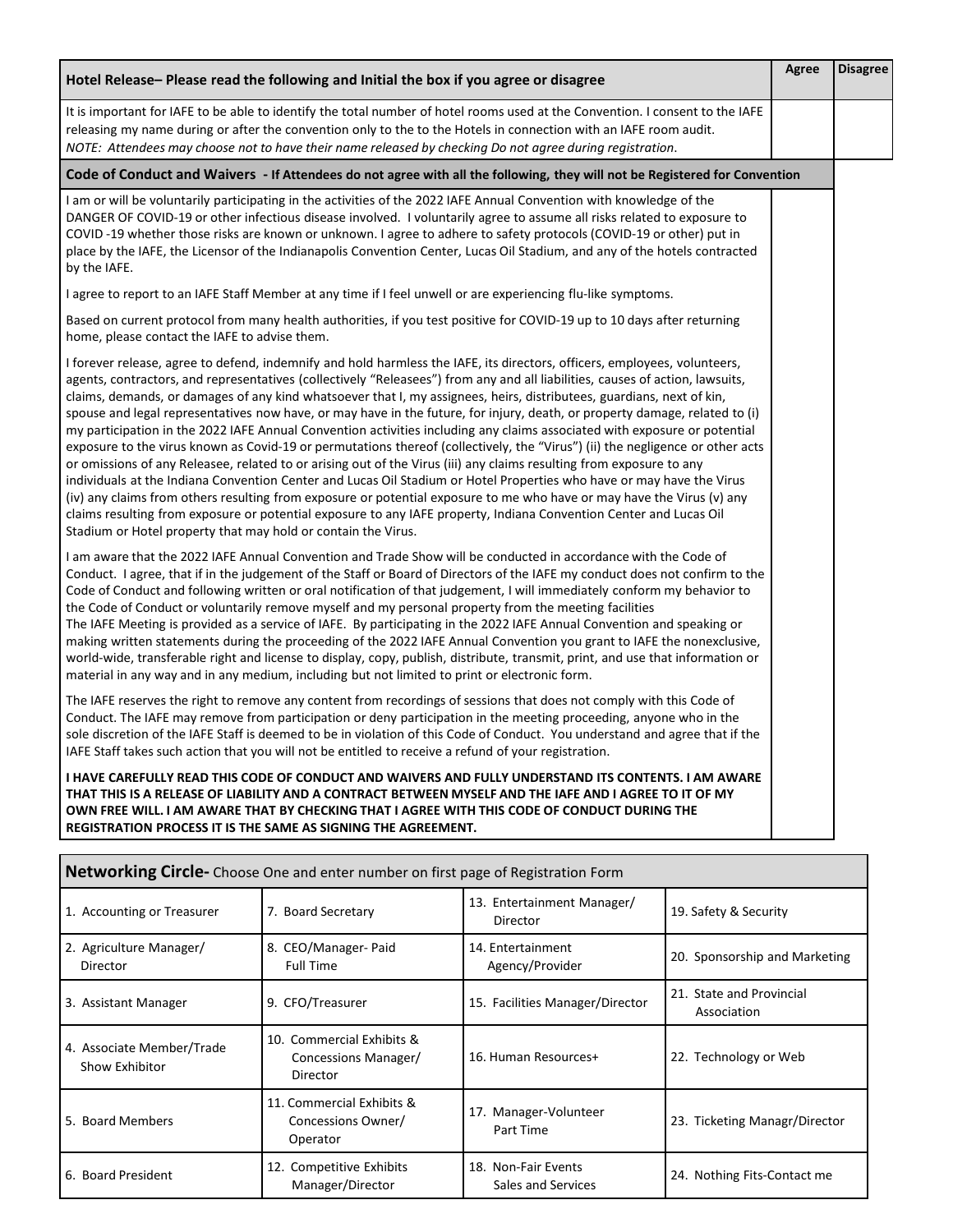| Hotel Release– Please read the following and Initial the box if you agree or disagree | Agree | Disagree |
|---|---|---|
| It is important for IAFE to be able to identify the total number of hotel rooms used at the Convention. I consent to the IAFE releasing my name during or after the convention only to the to the Hotels in connection with an IAFE room audit.<br>*NOTE: Attendees may choose not to have their name released by checking Do not agree during registration.* | | |

| Code of Conduct and Waivers - If Attendees do not agree with all the following, they will not be Registered for Convention | |
|---|---|
| I am or will be voluntarily participating in the activities of the 2022 IAFE Annual Convention with knowledge of the DANGER OF COVID-19 or other infectious disease involved. I voluntarily agree to assume all risks related to exposure to COVID -19 whether those risks are known or unknown. I agree to adhere to safety protocols (COVID-19 or other) put in place by the IAFE, the Licensor of the Indianapolis Convention Center, Lucas Oil Stadium, and any of the hotels contracted by the IAFE.<br><br>I agree to report to an IAFE Staff Member at any time if I feel unwell or are experiencing flu-like symptoms.<br><br>Based on current protocol from many health authorities, if you test positive for COVID-19 up to 10 days after returning home, please contact the IAFE to advise them.<br><br>I forever release, agree to defend, indemnify and hold harmless the IAFE, its directors, officers, employees, volunteers, agents, contractors, and representatives (collectively "Releasees") from any and all liabilities, causes of action, lawsuits, claims, demands, or damages of any kind whatsoever that I, my assignees, heirs, distributees, guardians, next of kin, spouse and legal representatives now have, or may have in the future, for injury, death, or property damage, related to (i) my participation in the 2022 IAFE Annual Convention activities including any claims associated with exposure or potential exposure to the virus known as Covid-19 or permutations thereof (collectively, the "Virus") (ii) the negligence or other acts or omissions of any Releasee, related to or arising out of the Virus (iii) any claims resulting from exposure to any individuals at the Indiana Convention Center and Lucas Oil Stadium or Hotel Properties who have or may have the Virus (iv) any claims from others resulting from exposure or potential exposure to me who have or may have the Virus (v) any claims resulting from exposure or potential exposure to any IAFE property, Indiana Convention Center and Lucas Oil Stadium or Hotel property that may hold or contain the Virus.<br><br>I am aware that the 2022 IAFE Annual Convention and Trade Show will be conducted in accordance with the Code of Conduct. I agree, that if in the judgement of the Staff or Board of Directors of the IAFE my conduct does not confirm to the Code of Conduct and following written or oral notification of that judgement, I will immediately conform my behavior to the Code of Conduct or voluntarily remove myself and my personal property from the meeting facilities<br>The IAFE Meeting is provided as a service of IAFE. By participating in the 2022 IAFE Annual Convention and speaking or making written statements during the proceeding of the 2022 IAFE Annual Convention you grant to IAFE the nonexclusive, world-wide, transferable right and license to display, copy, publish, distribute, transmit, print, and use that information or material in any way and in any medium, including but not limited to print or electronic form.<br><br>The IAFE reserves the right to remove any content from recordings of sessions that does not comply with this Code of Conduct. The IAFE may remove from participation or deny participation in the meeting proceeding, anyone who in the sole discretion of the IAFE Staff is deemed to be in violation of this Code of Conduct. You understand and agree that if the IAFE Staff takes such action that you will not be entitled to receive a refund of your registration.<br><br>**I HAVE CAREFULLY READ THIS CODE OF CONDUCT AND WAIVERS AND FULLY UNDERSTAND ITS CONTENTS. I AM AWARE THAT THIS IS A RELEASE OF LIABILITY AND A CONTRACT BETWEEN MYSELF AND THE IAFE AND I AGREE TO IT OF MY OWN FREE WILL. I AM AWARE THAT BY CHECKING THAT I AGREE WITH THIS CODE OF CONDUCT DURING THE REGISTRATION PROCESS IT IS THE SAME AS SIGNING THE AGREEMENT.** | |

**Networking Circle-** Choose One and enter number on first page of Registration Form

| | | | |
|---|---|---|---|
| 1. Accounting or Treasurer | 7. Board Secretary | 13. Entertainment Manager/ Director | 19. Safety & Security |
| 2. Agriculture Manager/ Director | 8. CEO/Manager- Paid Full Time | 14. Entertainment Agency/Provider | 20. Sponsorship and Marketing |
| 3. Assistant Manager | 9. CFO/Treasurer | 15. Facilities Manager/Director | 21. State and Provincial Association |
| 4. Associate Member/Trade Show Exhibitor | 10. Commercial Exhibits & Concessions Manager/ Director | 16. Human Resources+ | 22. Technology or Web |
| 5. Board Members | 11. Commercial Exhibits & Concessions Owner/ Operator | 17. Manager-Volunteer Part Time | 23. Ticketing Managr/Director |
| 6. Board President | 12. Competitive Exhibits Manager/Director | 18. Non-Fair Events Sales and Services | 24. Nothing Fits-Contact me |